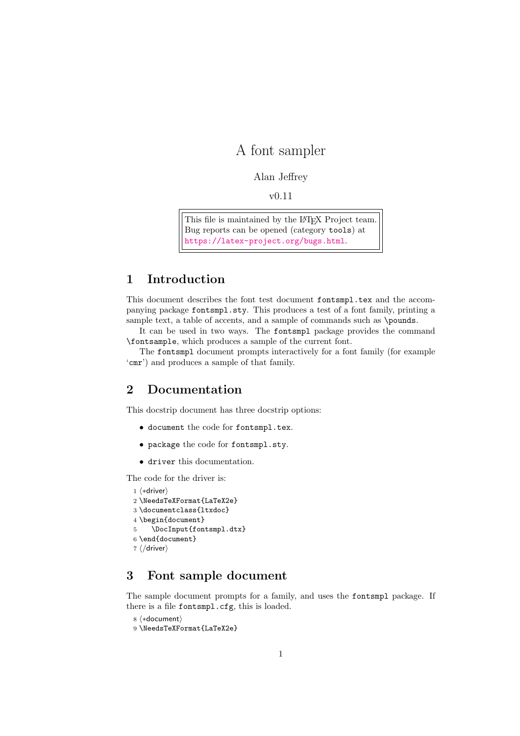# A font sampler

Alan Jeffrey

v0.11

> This file is maintained by the LaTeX Project team.
> Bug reports can be opened (category `tools`) at
> https://latex-project.org/bugs.html.

## 1 Introduction

This document describes the font test document `fontsmpl.tex` and the accompanying package `fontsmpl.sty`. This produces a test of a font family, printing a sample text, a table of accents, and a sample of commands such as `\pounds`.

It can be used in two ways. The `fontsmpl` package provides the command `\fontsample`, which produces a sample of the current font.

The `fontsmpl` document prompts interactively for a font family (for example '`cmr`') and produces a sample of that family.

## 2 Documentation

This docstrip document has three docstrip options:

- `document` the code for `fontsmpl.tex`.
- `package` the code for `fontsmpl.sty`.
- `driver` this documentation.

The code for the driver is:

```
1 ⟨*driver⟩
2 \NeedsTeXFormat{LaTeX2e}
3 \documentclass{ltxdoc}
4 \begin{document}
5    \DocInput{fontsmpl.dtx}
6 \end{document}
7 ⟨/driver⟩
```

## 3 Font sample document

The sample document prompts for a family, and uses the `fontsmpl` package. If there is a file `fontsmpl.cfg`, this is loaded.

```
8 ⟨*document⟩
9 \NeedsTeXFormat{LaTeX2e}
```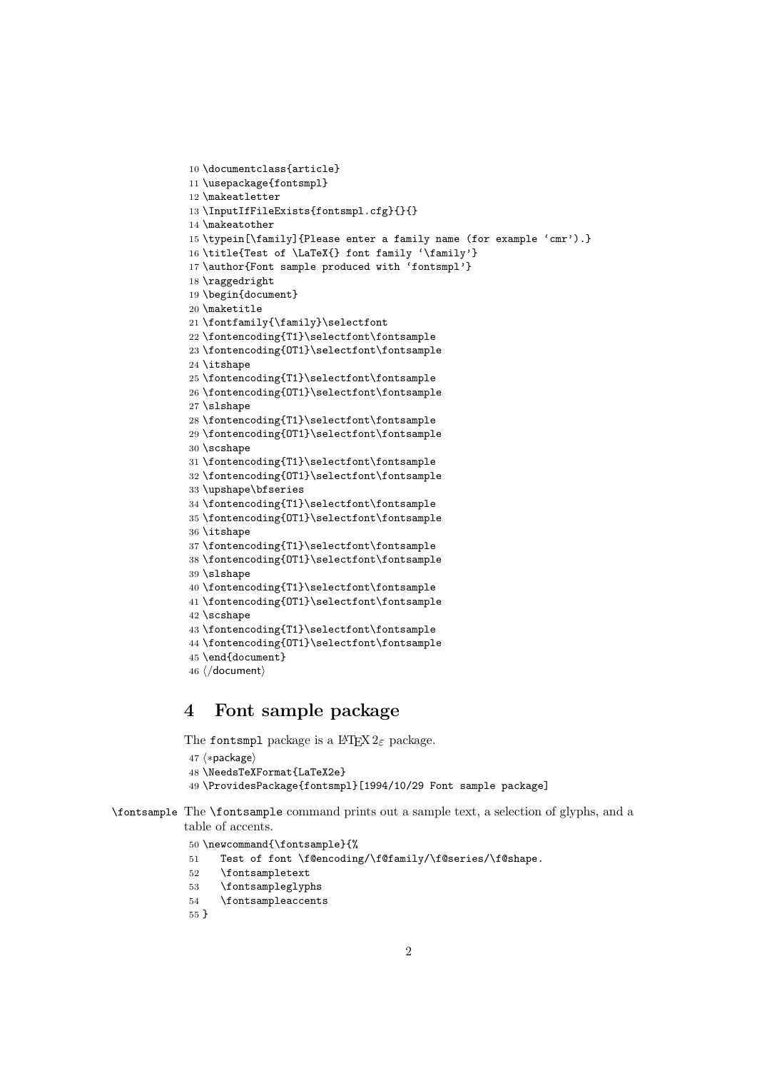```
10 \documentclass{article}
11 \usepackage{fontsmpl}
12 \makeatletter
13 \InputIfFileExists{fontsmpl.cfg}{}{}
14 \makeatother
15 \typein[\family]{Please enter a family name (for example `cmr').}
16 \title{Test of \LaTeX{} font family `\family'}
17 \author{Font sample produced with `fontsmpl'}
18 \raggedright
19 \begin{document}
20 \maketitle
21 \fontfamily{\family}\selectfont
22 \fontencoding{T1}\selectfont\fontsample
23 \fontencoding{OT1}\selectfont\fontsample
24 \itshape
25 \fontencoding{T1}\selectfont\fontsample
26 \fontencoding{OT1}\selectfont\fontsample
27 \slshape
28 \fontencoding{T1}\selectfont\fontsample
29 \fontencoding{OT1}\selectfont\fontsample
30 \scshape
31 \fontencoding{T1}\selectfont\fontsample
32 \fontencoding{OT1}\selectfont\fontsample
33 \upshape\bfseries
34 \fontencoding{T1}\selectfont\fontsample
35 \fontencoding{OT1}\selectfont\fontsample
36 \itshape
37 \fontencoding{T1}\selectfont\fontsample
38 \fontencoding{OT1}\selectfont\fontsample
39 \slshape
40 \fontencoding{T1}\selectfont\fontsample
41 \fontencoding{OT1}\selectfont\fontsample
42 \scshape
43 \fontencoding{T1}\selectfont\fontsample
44 \fontencoding{OT1}\selectfont\fontsample
45 \end{document}
46 </document>
```

## 4 Font sample package

The `fontsmpl` package is a LaTeX $2_\varepsilon$ package.

```
47 <*package>
48 \NeedsTeXFormat{LaTeX2e}
49 \ProvidesPackage{fontsmpl}[1994/10/29 Font sample package]
```

`\fontsample` The `\fontsample` command prints out a sample text, a selection of glyphs, and a table of accents.

```
50 \newcommand{\fontsample}{%
51    Test of font \f@encoding/\f@family/\f@series/\f@shape.
52    \fontsampletext
53    \fontsampleglyphs
54    \fontsampleaccents
55 }
```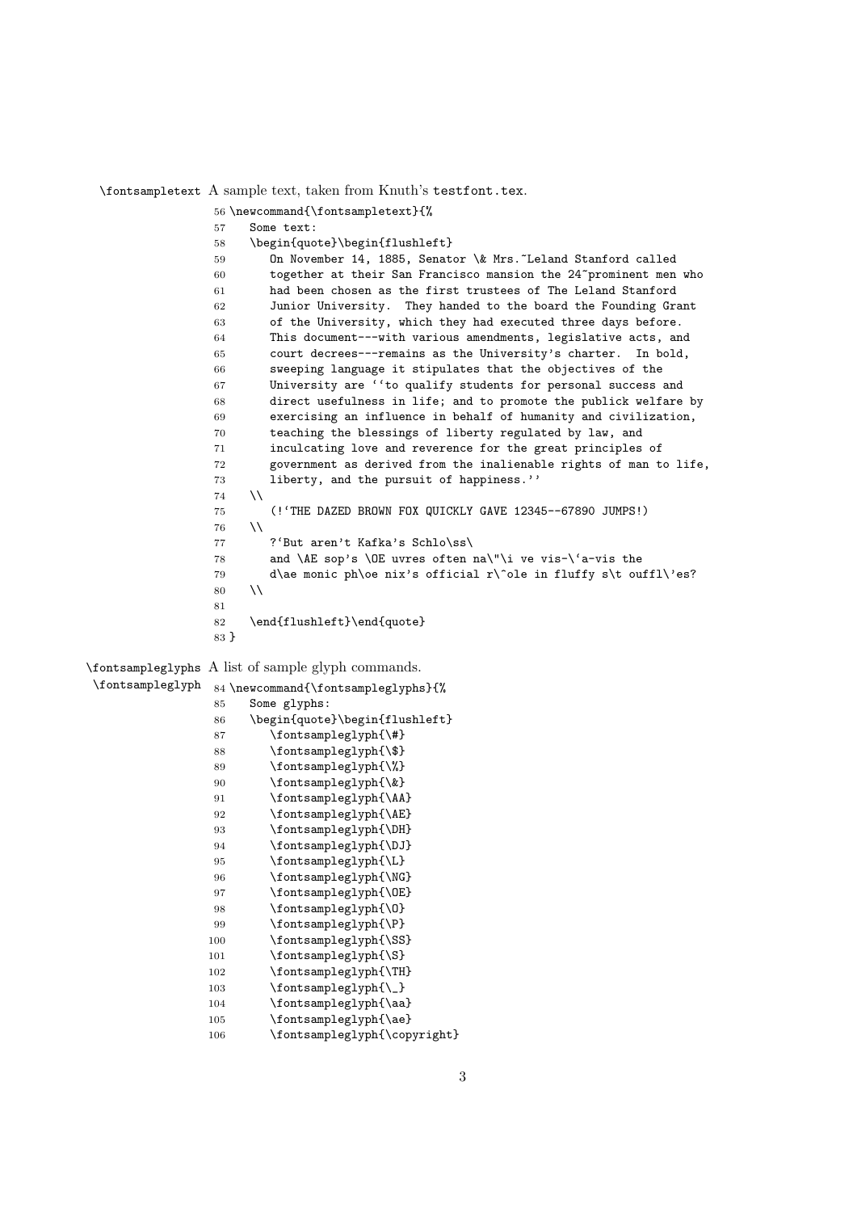\fontsampletext A sample text, taken from Knuth's testfont.tex.

```
56 \newcommand{\fontsampletext}{%
57    Some text:
58    \begin{quote}\begin{flushleft}
59       On November 14, 1885, Senator \& Mrs.~Leland Stanford called
60       together at their San Francisco mansion the 24~prominent men who
61       had been chosen as the first trustees of The Leland Stanford
62       Junior University.  They handed to the board the Founding Grant
63       of the University, which they had executed three days before.
64       This document---with various amendments, legislative acts, and
65       court decrees---remains as the University's charter.  In bold,
66       sweeping language it stipulates that the objectives of the
67       University are ``to qualify students for personal success and
68       direct usefulness in life; and to promote the publick welfare by
69       exercising an influence in behalf of humanity and civilization,
70       teaching the blessings of liberty regulated by law, and
71       inculcating love and reverence for the great principles of
72       government as derived from the inalienable rights of man to life,
73       liberty, and the pursuit of happiness.''
74    \\
75       (!`THE DAZED BROWN FOX QUICKLY GAVE 12345--67890 JUMPS!)
76    \\
77       ?`But aren't Kafka's Schlo\ss\
78       and \AE sop's \OE uvres often na\"\i ve vis-\`a-vis the
79       d\ae monic ph\oe nix's official r\^ole in fluffy s\t ouffl\'es?
80    \\
81
82    \end{flushleft}\end{quote}
83 }
```

\fontsampleglyphs \fontsampleglyph A list of sample glyph commands.

```
84 \newcommand{\fontsampleglyphs}{%
85    Some glyphs:
86    \begin{quote}\begin{flushleft}
87       \fontsampleglyph{\#}
88       \fontsampleglyph{\$}
89       \fontsampleglyph{\%}
90       \fontsampleglyph{\&}
91       \fontsampleglyph{\AA}
92       \fontsampleglyph{\AE}
93       \fontsampleglyph{\DH}
94       \fontsampleglyph{\DJ}
95       \fontsampleglyph{\L}
96       \fontsampleglyph{\NG}
97       \fontsampleglyph{\OE}
98       \fontsampleglyph{\O}
99       \fontsampleglyph{\P}
100      \fontsampleglyph{\SS}
101      \fontsampleglyph{\S}
102      \fontsampleglyph{\TH}
103      \fontsampleglyph{\_}
104      \fontsampleglyph{\aa}
105      \fontsampleglyph{\ae}
106      \fontsampleglyph{\copyright}
```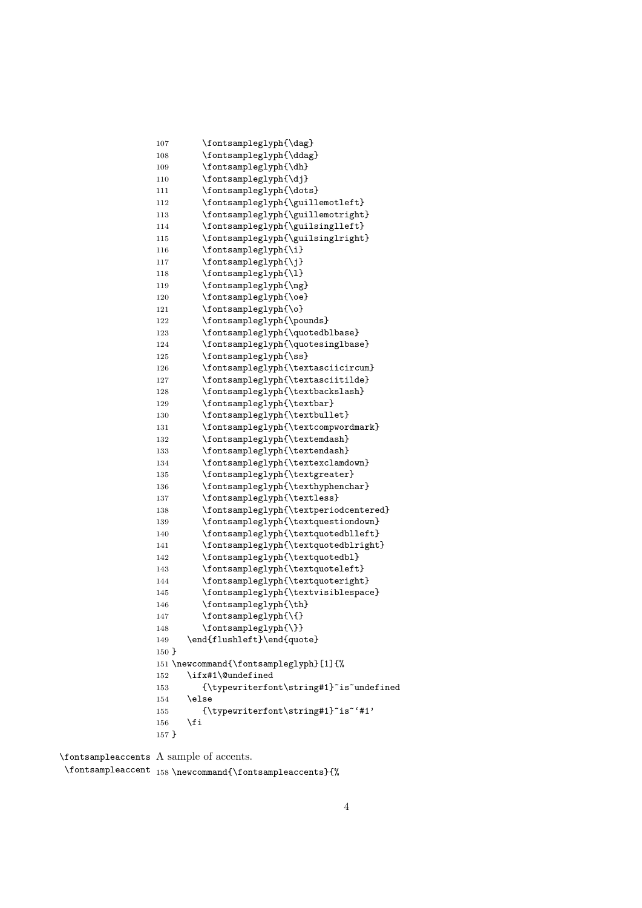```
107      \fontsampleglyph{\dag}
108      \fontsampleglyph{\ddag}
109      \fontsampleglyph{\dh}
110      \fontsampleglyph{\dj}
111      \fontsampleglyph{\dots}
112      \fontsampleglyph{\guillemotleft}
113      \fontsampleglyph{\guillemotright}
114      \fontsampleglyph{\guilsinglleft}
115      \fontsampleglyph{\guilsinglright}
116      \fontsampleglyph{\i}
117      \fontsampleglyph{\j}
118      \fontsampleglyph{\l}
119      \fontsampleglyph{\ng}
120      \fontsampleglyph{\oe}
121      \fontsampleglyph{\o}
122      \fontsampleglyph{\pounds}
123      \fontsampleglyph{\quotedblbase}
124      \fontsampleglyph{\quotesinglbase}
125      \fontsampleglyph{\ss}
126      \fontsampleglyph{\textasciicircum}
127      \fontsampleglyph{\textasciitilde}
128      \fontsampleglyph{\textbackslash}
129      \fontsampleglyph{\textbar}
130      \fontsampleglyph{\textbullet}
131      \fontsampleglyph{\textcompwordmark}
132      \fontsampleglyph{\textemdash}
133      \fontsampleglyph{\textendash}
134      \fontsampleglyph{\textexclamdown}
135      \fontsampleglyph{\textgreater}
136      \fontsampleglyph{\texthyphenchar}
137      \fontsampleglyph{\textless}
138      \fontsampleglyph{\textperiodcentered}
139      \fontsampleglyph{\textquestiondown}
140      \fontsampleglyph{\textquotedblleft}
141      \fontsampleglyph{\textquotedblright}
142      \fontsampleglyph{\textquotedbl}
143      \fontsampleglyph{\textquoteleft}
144      \fontsampleglyph{\textquoteright}
145      \fontsampleglyph{\textvisiblespace}
146      \fontsampleglyph{\th}
147      \fontsampleglyph{\{}
148      \fontsampleglyph{\}}
149    \end{flushleft}\end{quote}
150 }
151 \newcommand{\fontsampleglyph}[1]{%
152    \ifx#1\@undefined
153       {\typewriterfont\string#1}~is~undefined
154    \else
155       {\typewriterfont\string#1}~is~`#1'
156    \fi
157 }
```

`\fontsampleaccents` `\fontsampleaccent` A sample of accents.

```
158 \newcommand{\fontsampleaccents}{%
```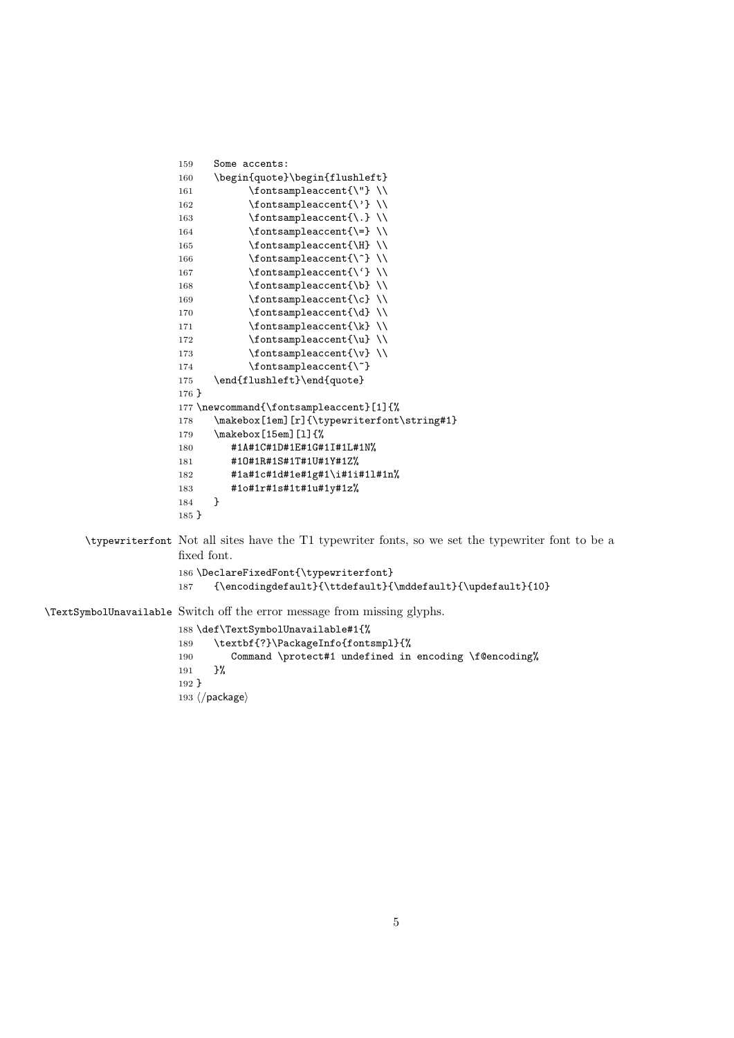```
159    Some accents:
160    \begin{quote}\begin{flushleft}
161          \fontsampleaccent{\"} \\
162          \fontsampleaccent{\'} \\
163          \fontsampleaccent{\.} \\
164          \fontsampleaccent{\=} \\
165          \fontsampleaccent{\H} \\
166          \fontsampleaccent{\^} \\
167          \fontsampleaccent{\`} \\
168          \fontsampleaccent{\b} \\
169          \fontsampleaccent{\c} \\
170          \fontsampleaccent{\d} \\
171          \fontsampleaccent{\k} \\
172          \fontsampleaccent{\u} \\
173          \fontsampleaccent{\v} \\
174          \fontsampleaccent{\~}
175    \end{flushleft}\end{quote}
176 }
177 \newcommand{\fontsampleaccent}[1]{%
178    \makebox[1em][r]{\typewriterfont\string#1}
179    \makebox[15em][l]{%
180       #1A#1C#1D#1E#1G#1I#1L#1N%
181       #1O#1R#1S#1T#1U#1Y#1Z%
182       #1a#1c#1d#1e#1g#1\i#1i#1l#1n%
183       #1o#1r#1s#1t#1u#1y#1z%
184    }
185 }
```

`\typewriterfont` Not all sites have the T1 typewriter fonts, so we set the typewriter font to be a fixed font.

```
186 \DeclareFixedFont{\typewriterfont}
187    {\encodingdefault}{\ttdefault}{\mddefault}{\updefault}{10}
```

`\TextSymbolUnavailable` Switch off the error message from missing glyphs.

```
188 \def\TextSymbolUnavailable#1{%
189    \textbf{?}\PackageInfo{fontsmpl}{%
190       Command \protect#1 undefined in encoding \f@encoding%
191    }%
192 }
193 </package>
```